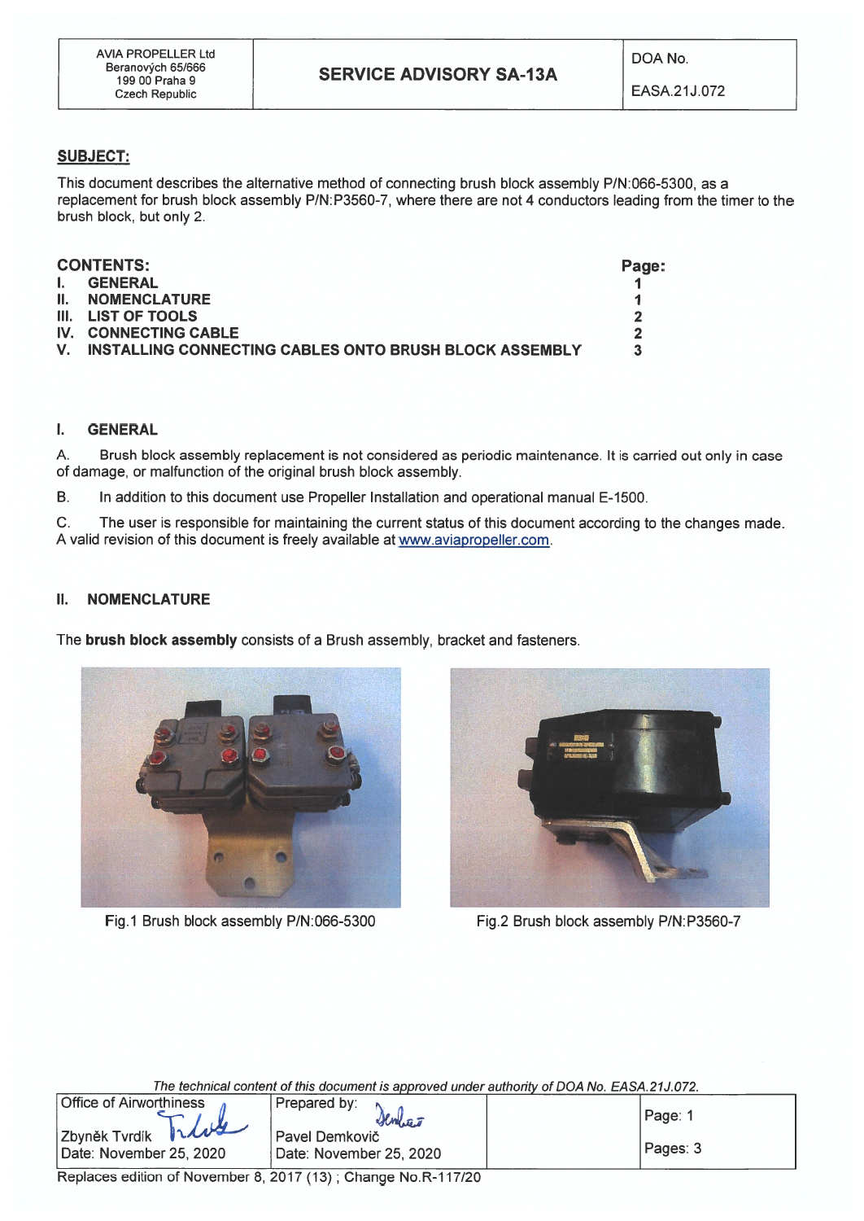| AVIA PROPELLER Ltd<br>Beranových 65/666<br>199 00 Praha 9<br>Czech Republic | **SERVICE ADVISORY SA-13A** | DOA No.<br>EASA.21J.072 |
|---|---|---|

## SUBJECT:

This document describes the alternative method of connecting brush block assembly P/N:066-5300, as a replacement for brush block assembly P/N:P3560-7, where there are not 4 conductors leading from the timer to the brush block, but only 2.

| **CONTENTS:** | **Page:** |
|---|---|
| **I. GENERAL** | **1** |
| **II. NOMENCLATURE** | **1** |
| **III. LIST OF TOOLS** | **2** |
| **IV. CONNECTING CABLE** | **2** |
| **V. INSTALLING CONNECTING CABLES ONTO BRUSH BLOCK ASSEMBLY** | **3** |

## I. GENERAL

A. Brush block assembly replacement is not considered as periodic maintenance. It is carried out only in case of damage, or malfunction of the original brush block assembly.

B. In addition to this document use Propeller Installation and operational manual E-1500.

C. The user is responsible for maintaining the current status of this document according to the changes made. A valid revision of this document is freely available at www.aviapropeller.com.

## II. NOMENCLATURE

The **brush block assembly** consists of a Brush assembly, bracket and fasteners.

Fig.1 Brush block assembly P/N:066-5300

Fig.2 Brush block assembly P/N:P3560-7

*The technical content of this document is approved under authority of DOA No. EASA.21J.072.*

| Office of Airworthiness<br>Zbyněk Tvrdík<br>Date: November 25, 2020 | Prepared by:<br>Pavel Demkovič<br>Date: November 25, 2020 | | Page: 1<br>Pages: 3 |
|---|---|---|---|

Replaces edition of November 8, 2017 (13) ; Change No.R-117/20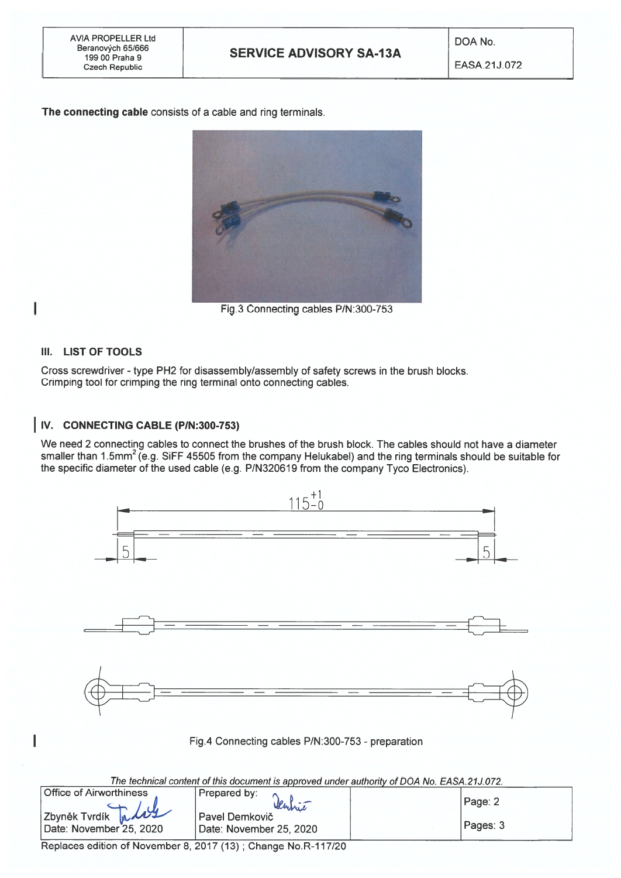**The connecting cable** consists of a cable and ring terminals.

Fig.3 Connecting cables P/N:300-753

### III. LIST OF TOOLS

Cross screwdriver - type PH2 for disassembly/assembly of safety screws in the brush blocks.
Crimping tool for crimping the ring terminal onto connecting cables.

### IV. CONNECTING CABLE (P/N:300-753)

We need 2 connecting cables to connect the brushes of the brush block. The cables should not have a diameter smaller than 1.5mm$^2$ (e.g. SiFF 45505 from the company Helukabel) and the ring terminals should be suitable for the specific diameter of the used cable (e.g. P/N320619 from the company Tyco Electronics).

$115^{+1}_{-0}$

5 5

Fig.4 Connecting cables P/N:300-753 - preparation

*The technical content of this document is approved under authority of DOA No. EASA.21J.072.*

| Office of Airworthiness | Prepared by: | | Page: 2 |
|---|---|---|---|
| Zbyněk Tvrdík<br>Date: November 25, 2020 | Pavel Demkovič<br>Date: November 25, 2020 | | Pages: 3 |

Replaces edition of November 8, 2017 (13) ; Change No.R-117/20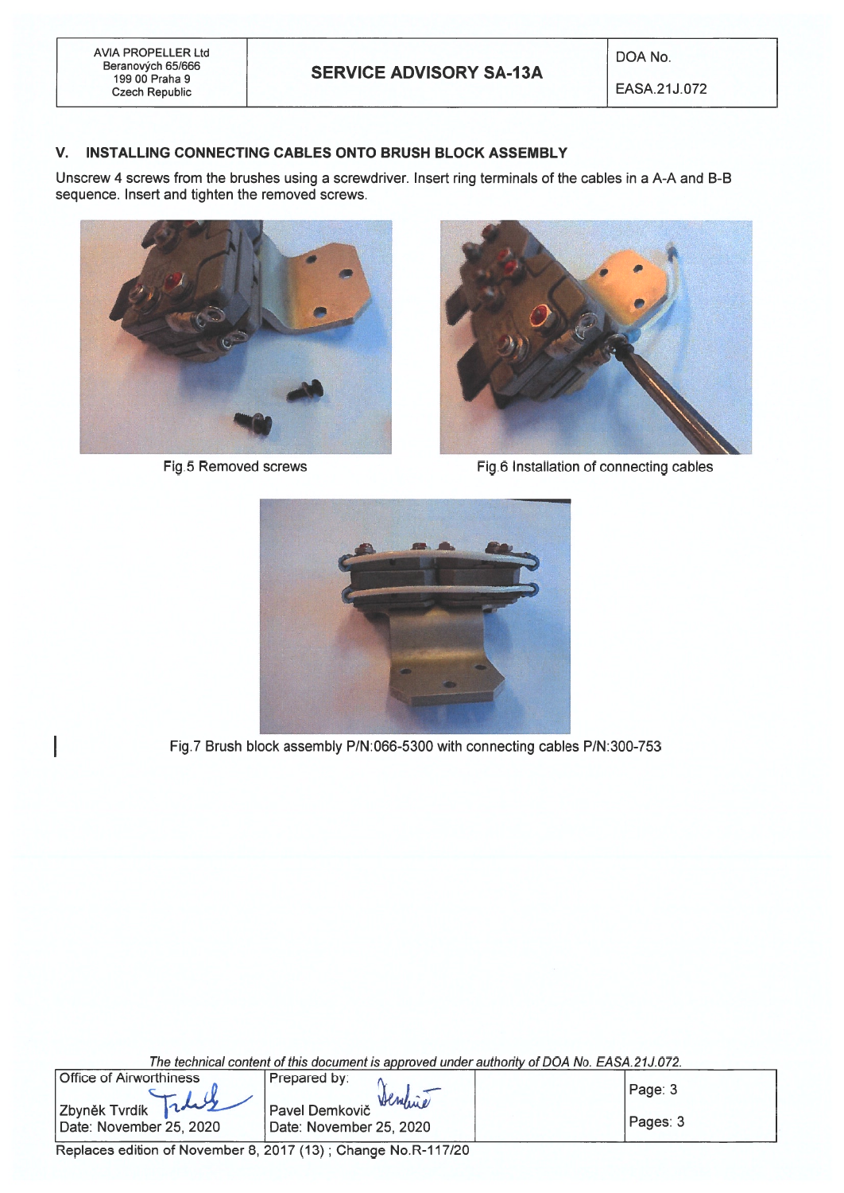## V. INSTALLING CONNECTING CABLES ONTO BRUSH BLOCK ASSEMBLY

Unscrew 4 screws from the brushes using a screwdriver. Insert ring terminals of the cables in a A-A and B-B sequence. Insert and tighten the removed screws.

Fig.5 Removed screws

Fig.6 Installation of connecting cables

Fig.7 Brush block assembly P/N:066-5300 with connecting cables P/N:300-753

*The technical content of this document is approved under authority of DOA No. EASA.21J.072.*

| | | | |
|---|---|---|---|
| Office of Airworthiness<br>Zbyněk Tvrdík<br>Date: November 25, 2020 | Prepared by:<br>Pavel Demkovič<br>Date: November 25, 2020 | | Page: 3<br>Pages: 3 |

Replaces edition of November 8, 2017 (13) ; Change No.R-117/20